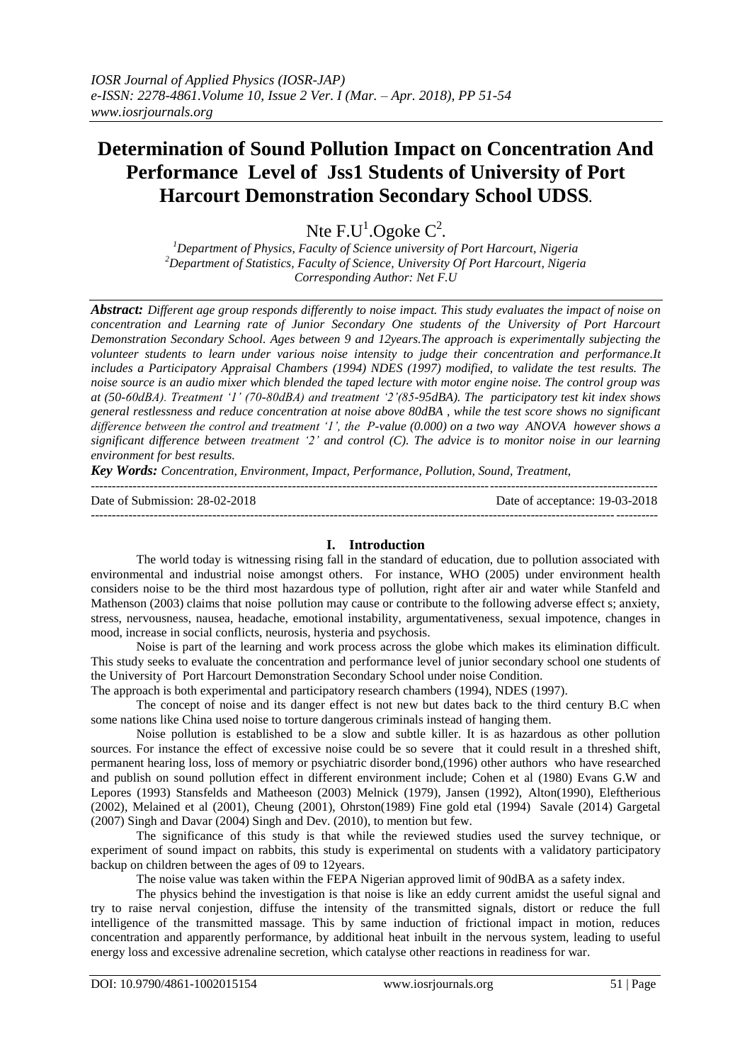# Determination of Sound Pollution Impact on Concentration And Performance Level of Jss1 Students of University of Port Harcourt Demonstration Secondary School UDSS.

Nte F.U[1].Ogoke C[2].

[1]*Department of Physics, Faculty of Science university of Port Harcourt, Nigeria*
[2]*Department of Statistics, Faculty of Science, University Of Port Harcourt, Nigeria*
*Corresponding Author: Net F.U*

***Abstract:*** *Different age group responds differently to noise impact. This study evaluates the impact of noise on concentration and Learning rate of Junior Secondary One students of the University of Port Harcourt Demonstration Secondary School. Ages between 9 and 12years.The approach is experimentally subjecting the volunteer students to learn under various noise intensity to judge their concentration and performance.It includes a Participatory Appraisal Chambers (1994) NDES (1997) modified, to validate the test results. The noise source is an audio mixer which blended the taped lecture with motor engine noise. The control group was at (50-60dBA). Treatment '1' (70-80dBA) and treatment '2'(85-95dBA). The participatory test kit index shows general restlessness and reduce concentration at noise above 80dBA , while the test score shows no significant difference between the control and treatment '1', the P-value (0.000) on a two way ANOVA however shows a significant difference between treatment '2' and control (C). The advice is to monitor noise in our learning environment for best results.*

***Key Words:*** *Concentration, Environment, Impact, Performance, Pollution, Sound, Treatment,*

Date of Submission: 28-02-2018 Date of acceptance: 19-03-2018

## I. Introduction

The world today is witnessing rising fall in the standard of education, due to pollution associated with environmental and industrial noise amongst others. For instance, WHO (2005) under environment health considers noise to be the third most hazardous type of pollution, right after air and water while Stanfeld and Mathenson (2003) claims that noise pollution may cause or contribute to the following adverse effect s; anxiety, stress, nervousness, nausea, headache, emotional instability, argumentativeness, sexual impotence, changes in mood, increase in social conflicts, neurosis, hysteria and psychosis.

Noise is part of the learning and work process across the globe which makes its elimination difficult. This study seeks to evaluate the concentration and performance level of junior secondary school one students of the University of Port Harcourt Demonstration Secondary School under noise Condition.

The approach is both experimental and participatory research chambers (1994), NDES (1997).

The concept of noise and its danger effect is not new but dates back to the third century B.C when some nations like China used noise to torture dangerous criminals instead of hanging them.

Noise pollution is established to be a slow and subtle killer. It is as hazardous as other pollution sources. For instance the effect of excessive noise could be so severe that it could result in a threshed shift, permanent hearing loss, loss of memory or psychiatric disorder bond,(1996) other authors who have researched and publish on sound pollution effect in different environment include; Cohen et al (1980) Evans G.W and Lepores (1993) Stansfelds and Matheeson (2003) Melnick (1979), Jansen (1992), Alton(1990), Eleftherious (2002), Melained et al (2001), Cheung (2001), Ohrston(1989) Fine gold etal (1994) Savale (2014) Gargetal (2007) Singh and Davar (2004) Singh and Dev. (2010), to mention but few.

The significance of this study is that while the reviewed studies used the survey technique, or experiment of sound impact on rabbits, this study is experimental on students with a validatory participatory backup on children between the ages of 09 to 12years.

The noise value was taken within the FEPA Nigerian approved limit of 90dBA as a safety index.

The physics behind the investigation is that noise is like an eddy current amidst the useful signal and try to raise nerval conjestion, diffuse the intensity of the transmitted signals, distort or reduce the full intelligence of the transmitted massage. This by same induction of frictional impact in motion, reduces concentration and apparently performance, by additional heat inbuilt in the nervous system, leading to useful energy loss and excessive adrenaline secretion, which catalyse other reactions in readiness for war.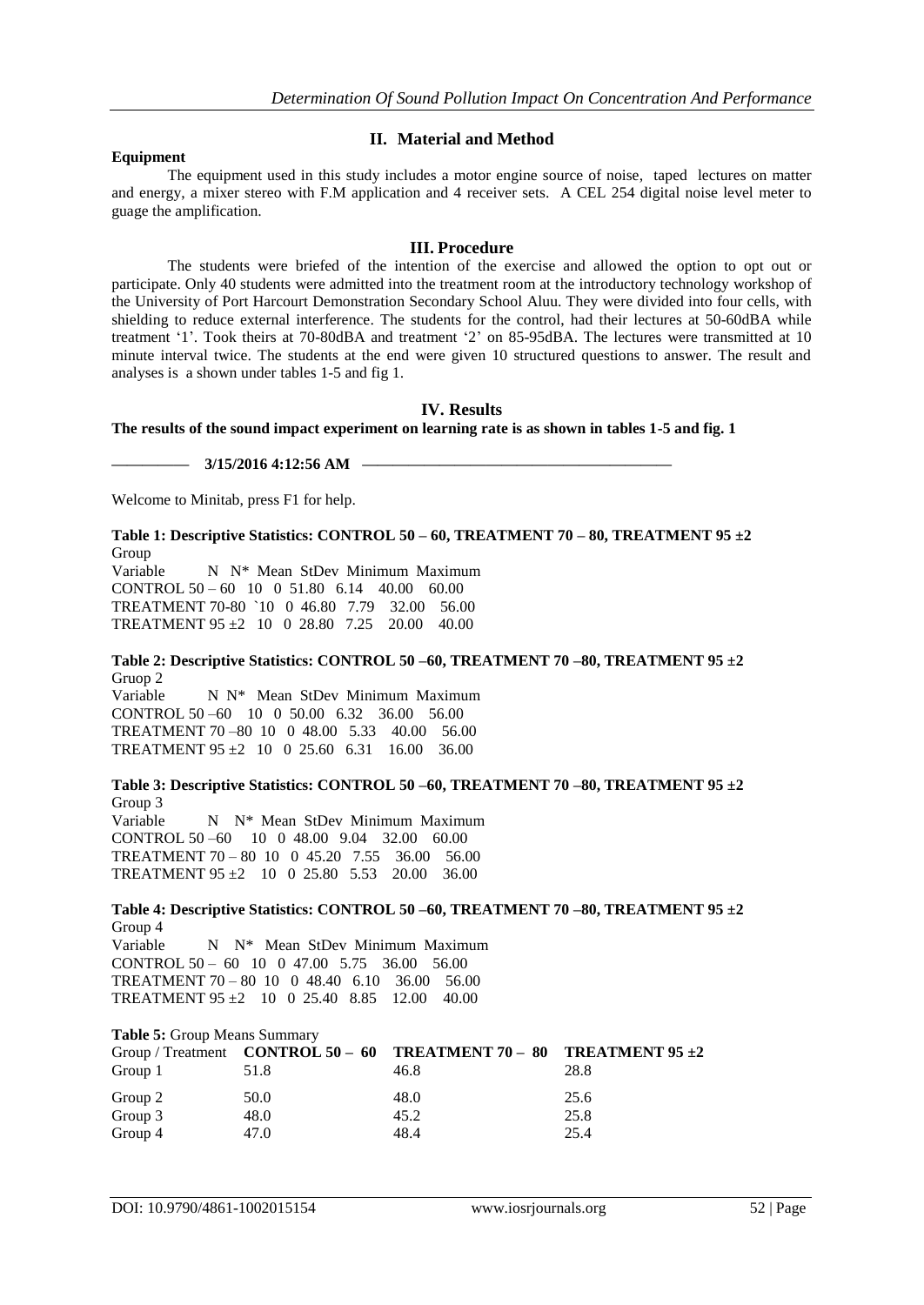## II. Material and Method

**Equipment**

The equipment used in this study includes a motor engine source of noise, taped lectures on matter and energy, a mixer stereo with F.M application and 4 receiver sets. A CEL 254 digital noise level meter to guage the amplification.

## III. Procedure

The students were briefed of the intention of the exercise and allowed the option to opt out or participate. Only 40 students were admitted into the treatment room at the introductory technology workshop of the University of Port Harcourt Demonstration Secondary School Aluu. They were divided into four cells, with shielding to reduce external interference. The students for the control, had their lectures at 50-60dBA while treatment '1'. Took theirs at 70-80dBA and treatment '2' on 85-95dBA. The lectures were transmitted at 10 minute interval twice. The students at the end were given 10 structured questions to answer. The result and analyses is a shown under tables 1-5 and fig 1.

## IV. Results

**The results of the sound impact experiment on learning rate is as shown in tables 1-5 and fig. 1**

———— **3/15/2016 4:12:56 AM** ————————————————

Welcome to Minitab, press F1 for help.

**Table 1: Descriptive Statistics: CONTROL 50 – 60, TREATMENT 70 – 80, TREATMENT 95 ±2**

Group

| Variable | N | N* | Mean | StDev | Minimum | Maximum |
|---|---|---|---|---|---|---|
| CONTROL 50 – 60 | 10 | 0 | 51.80 | 6.14 | 40.00 | 60.00 |
| TREATMENT 70-80 | `10 | 0 | 46.80 | 7.79 | 32.00 | 56.00 |
| TREATMENT 95 ±2 | 10 | 0 | 28.80 | 7.25 | 20.00 | 40.00 |

**Table 2: Descriptive Statistics: CONTROL 50 –60, TREATMENT 70 –80, TREATMENT 95 ±2**

Gruop 2

| Variable | N | N* | Mean | StDev | Minimum | Maximum |
|---|---|---|---|---|---|---|
| CONTROL 50 –60 | 10 | 0 | 50.00 | 6.32 | 36.00 | 56.00 |
| TREATMENT 70 –80 | 10 | 0 | 48.00 | 5.33 | 40.00 | 56.00 |
| TREATMENT 95 ±2 | 10 | 0 | 25.60 | 6.31 | 16.00 | 36.00 |

**Table 3: Descriptive Statistics: CONTROL 50 –60, TREATMENT 70 –80, TREATMENT 95 ±2**

Group 3

| Variable | N | N* | Mean | StDev | Minimum | Maximum |
|---|---|---|---|---|---|---|
| CONTROL 50 –60 | 10 | 0 | 48.00 | 9.04 | 32.00 | 60.00 |
| TREATMENT 70 – 80 | 10 | 0 | 45.20 | 7.55 | 36.00 | 56.00 |
| TREATMENT 95 ±2 | 10 | 0 | 25.80 | 5.53 | 20.00 | 36.00 |

**Table 4: Descriptive Statistics: CONTROL 50 –60, TREATMENT 70 –80, TREATMENT 95 ±2**

Group 4

| Variable | N | N* | Mean | StDev | Minimum | Maximum |
|---|---|---|---|---|---|---|
| CONTROL 50 – 60 | 10 | 0 | 47.00 | 5.75 | 36.00 | 56.00 |
| TREATMENT 70 – 80 | 10 | 0 | 48.40 | 6.10 | 36.00 | 56.00 |
| TREATMENT 95 ±2 | 10 | 0 | 25.40 | 8.85 | 12.00 | 40.00 |

**Table 5:** Group Means Summary

| Group / Treatment | **CONTROL 50 – 60** | **TREATMENT 70 – 80** | **TREATMENT 95 ±2** |
|---|---|---|---|
| Group 1 | 51.8 | 46.8 | 28.8 |
| Group 2 | 50.0 | 48.0 | 25.6 |
| Group 3 | 48.0 | 45.2 | 25.8 |
| Group 4 | 47.0 | 48.4 | 25.4 |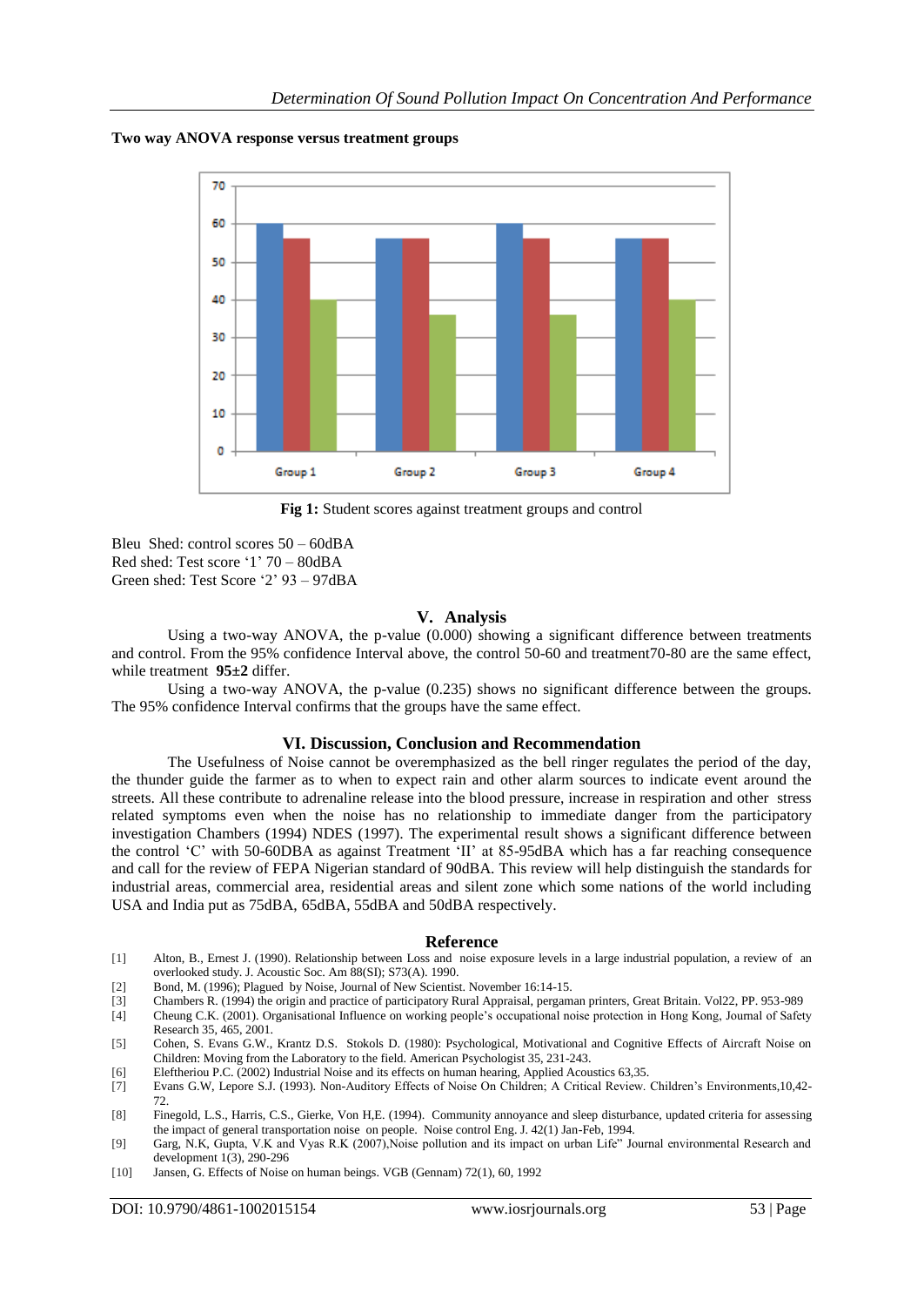**Two way ANOVA response versus treatment groups**

**Fig 1:** Student scores against treatment groups and control

Bleu Shed: control scores 50 – 60dBA
Red shed: Test score '1' 70 – 80dBA
Green shed: Test Score '2' 93 – 97dBA

## V. Analysis

Using a two-way ANOVA, the p-value (0.000) showing a significant difference between treatments and control. From the 95% confidence Interval above, the control 50-60 and treatment70-80 are the same effect, while treatment **95±2** differ.

Using a two-way ANOVA, the p-value (0.235) shows no significant difference between the groups. The 95% confidence Interval confirms that the groups have the same effect.

## VI. Discussion, Conclusion and Recommendation

The Usefulness of Noise cannot be overemphasized as the bell ringer regulates the period of the day, the thunder guide the farmer as to when to expect rain and other alarm sources to indicate event around the streets. All these contribute to adrenaline release into the blood pressure, increase in respiration and other stress related symptoms even when the noise has no relationship to immediate danger from the participatory investigation Chambers (1994) NDES (1997). The experimental result shows a significant difference between the control 'C' with 50-60DBA as against Treatment 'II' at 85-95dBA which has a far reaching consequence and call for the review of FEPA Nigerian standard of 90dBA. This review will help distinguish the standards for industrial areas, commercial area, residential areas and silent zone which some nations of the world including USA and India put as 75dBA, 65dBA, 55dBA and 50dBA respectively.

## Reference

[1] Alton, B., Ernest J. (1990). Relationship between Loss and noise exposure levels in a large industrial population, a review of an overlooked study. J. Acoustic Soc. Am 88(SI); S73(A). 1990.
[2] Bond, M. (1996); Plagued by Noise, Journal of New Scientist. November 16:14-15.
[3] Chambers R. (1994) the origin and practice of participatory Rural Appraisal, pergaman printers, Great Britain. Vol22, PP. 953-989
[4] Cheung C.K. (2001). Organisational Influence on working people's occupational noise protection in Hong Kong, Journal of Safety Research 35, 465, 2001.
[5] Cohen, S. Evans G.W., Krantz D.S. Stokols D. (1980): Psychological, Motivational and Cognitive Effects of Aircraft Noise on Children: Moving from the Laboratory to the field. American Psychologist 35, 231-243.
[6] Eleftheriou P.C. (2002) Industrial Noise and its effects on human hearing, Applied Acoustics 63,35.
[7] Evans G.W, Lepore S.J. (1993). Non-Auditory Effects of Noise On Children; A Critical Review. Children's Environments,10,42-72.
[8] Finegold, L.S., Harris, C.S., Gierke, Von H,E. (1994). Community annoyance and sleep disturbance, updated criteria for assessing the impact of general transportation noise on people. Noise control Eng. J. 42(1) Jan-Feb, 1994.
[9] Garg, N.K, Gupta, V.K and Vyas R.K (2007),Noise pollution and its impact on urban Life" Journal environmental Research and development 1(3), 290-296
[10] Jansen, G. Effects of Noise on human beings. VGB (Gennam) 72(1), 60, 1992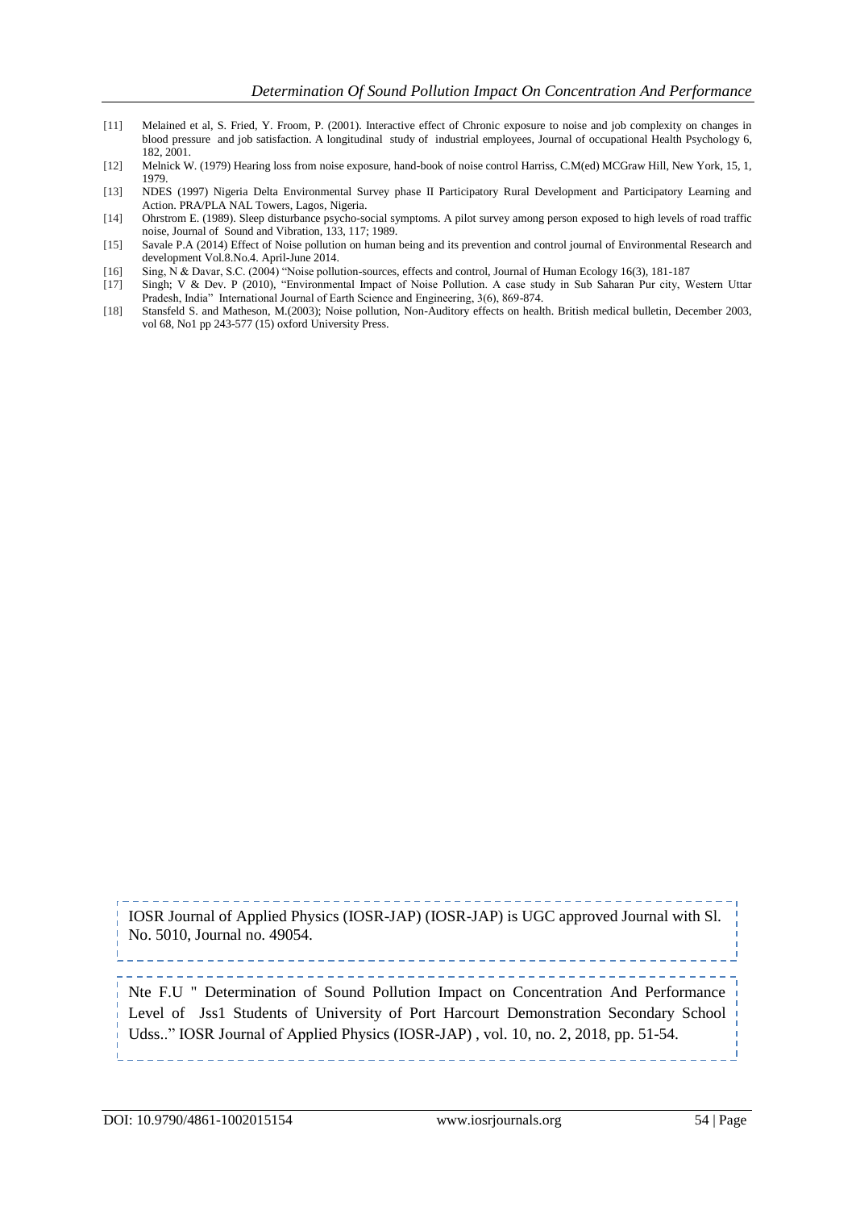[11] Melained et al, S. Fried, Y. Froom, P. (2001). Interactive effect of Chronic exposure to noise and job complexity on changes in blood pressure and job satisfaction. A longitudinal study of industrial employees, Journal of occupational Health Psychology 6, 182, 2001.

[12] Melnick W. (1979) Hearing loss from noise exposure, hand-book of noise control Harriss, C.M(ed) MCGraw Hill, New York, 15, 1, 1979.

[13] NDES (1997) Nigeria Delta Environmental Survey phase II Participatory Rural Development and Participatory Learning and Action. PRA/PLA NAL Towers, Lagos, Nigeria.

[14] Ohrstrom E. (1989). Sleep disturbance psycho-social symptoms. A pilot survey among person exposed to high levels of road traffic noise, Journal of Sound and Vibration, 133, 117; 1989.

[15] Savale P.A (2014) Effect of Noise pollution on human being and its prevention and control journal of Environmental Research and development Vol.8.No.4. April-June 2014.

[16] Sing, N & Davar, S.C. (2004) "Noise pollution-sources, effects and control, Journal of Human Ecology 16(3), 181-187

[17] Singh; V & Dev. P (2010), "Environmental Impact of Noise Pollution. A case study in Sub Saharan Pur city, Western Uttar Pradesh, India" International Journal of Earth Science and Engineering, 3(6), 869-874.

[18] Stansfeld S. and Matheson, M.(2003); Noise pollution, Non-Auditory effects on health. British medical bulletin, December 2003, vol 68, No1 pp 243-577 (15) oxford University Press.

IOSR Journal of Applied Physics (IOSR-JAP) (IOSR-JAP) is UGC approved Journal with Sl. No. 5010, Journal no. 49054.

Nte F.U " Determination of Sound Pollution Impact on Concentration And Performance Level of Jss1 Students of University of Port Harcourt Demonstration Secondary School Udss.." IOSR Journal of Applied Physics (IOSR-JAP) , vol. 10, no. 2, 2018, pp. 51-54.